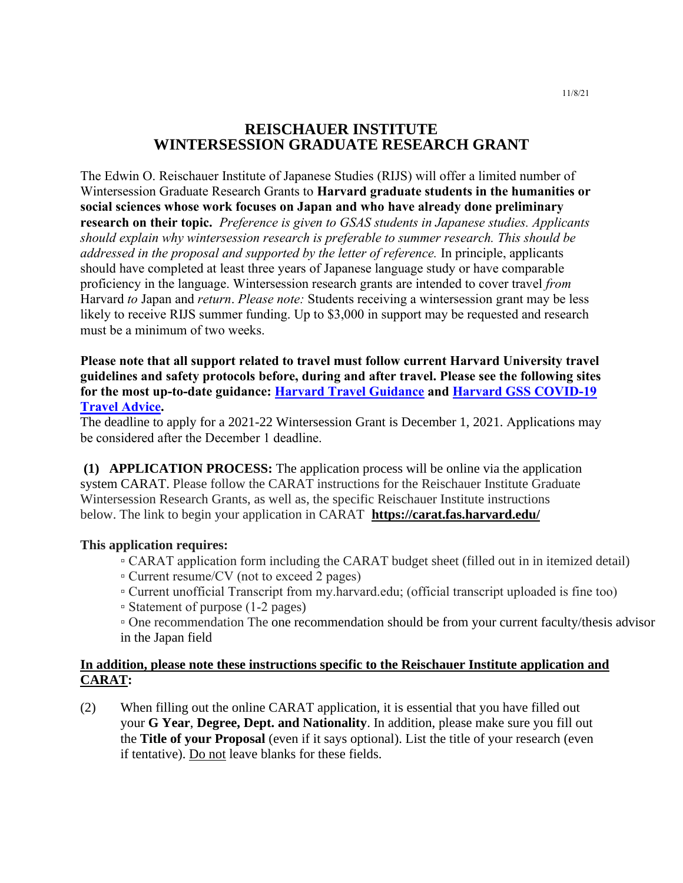11/8/21

# REISCHAUER INSTITUTE
# WINTERSESSION GRADUATE RESEARCH GRANT

The Edwin O. Reischauer Institute of Japanese Studies (RIJS) will offer a limited number of Wintersession Graduate Research Grants to **Harvard graduate students in the humanities or social sciences whose work focuses on Japan and who have already done preliminary research on their topic.** *Preference is given to GSAS students in Japanese studies. Applicants should explain why wintersession research is preferable to summer research. This should be addressed in the proposal and supported by the letter of reference.* In principle, applicants should have completed at least three years of Japanese language study or have comparable proficiency in the language. Wintersession research grants are intended to cover travel *from* Harvard *to* Japan and *return*. *Please note:* Students receiving a wintersession grant may be less likely to receive RIJS summer funding. Up to $3,000 in support may be requested and research must be a minimum of two weeks.

**Please note that all support related to travel must follow current Harvard University travel guidelines and safety protocols before, during and after travel. Please see the following sites for the most up-to-date guidance: Harvard Travel Guidance and Harvard GSS COVID-19 Travel Advice.**

The deadline to apply for a 2021-22 Wintersession Grant is December 1, 2021. Applications may be considered after the December 1 deadline.

**(1) APPLICATION PROCESS:** The application process will be online via the application system CARAT. Please follow the CARAT instructions for the Reischauer Institute Graduate Wintersession Research Grants, as well as, the specific Reischauer Institute instructions below. The link to begin your application in CARAT **https://carat.fas.harvard.edu/**

**This application requires:**

- CARAT application form including the CARAT budget sheet (filled out in in itemized detail)
- Current resume/CV (not to exceed 2 pages)
- Current unofficial Transcript from my.harvard.edu; (official transcript uploaded is fine too)
- Statement of purpose (1-2 pages)
- One recommendation The one recommendation should be from your current faculty/thesis advisor in the Japan field

**In addition, please note these instructions specific to the Reischauer Institute application and CARAT:**

(2) When filling out the online CARAT application, it is essential that you have filled out your **G Year**, **Degree, Dept. and Nationality**. In addition, please make sure you fill out the **Title of your Proposal** (even if it says optional). List the title of your research (even if tentative). Do not leave blanks for these fields.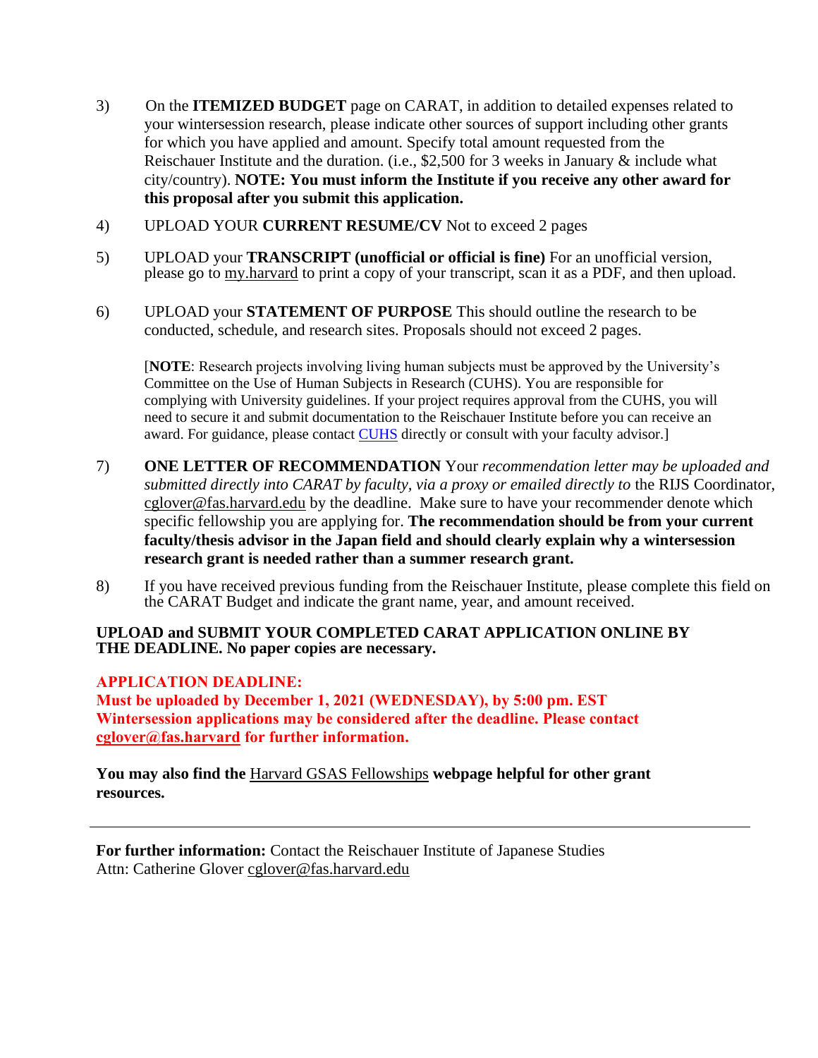3) On the **ITEMIZED BUDGET** page on CARAT, in addition to detailed expenses related to your wintersession research, please indicate other sources of support including other grants for which you have applied and amount. Specify total amount requested from the Reischauer Institute and the duration. (i.e., $2,500 for 3 weeks in January & include what city/country). **NOTE: You must inform the Institute if you receive any other award for this proposal after you submit this application.**

4) UPLOAD YOUR **CURRENT RESUME/CV** Not to exceed 2 pages

5) UPLOAD your **TRANSCRIPT (unofficial or official is fine)** For an unofficial version, please go to my.harvard to print a copy of your transcript, scan it as a PDF, and then upload.

6) UPLOAD your **STATEMENT OF PURPOSE** This should outline the research to be conducted, schedule, and research sites. Proposals should not exceed 2 pages.

   [**NOTE**: Research projects involving living human subjects must be approved by the University's Committee on the Use of Human Subjects in Research (CUHS). You are responsible for complying with University guidelines. If your project requires approval from the CUHS, you will need to secure it and submit documentation to the Reischauer Institute before you can receive an award. For guidance, please contact CUHS directly or consult with your faculty advisor.]

7) **ONE LETTER OF RECOMMENDATION** Your *recommendation letter may be uploaded and submitted directly into CARAT by faculty, via a proxy or emailed directly to* the RIJS Coordinator, cglover@fas.harvard.edu by the deadline. Make sure to have your recommender denote which specific fellowship you are applying for. **The recommendation should be from your current faculty/thesis advisor in the Japan field and should clearly explain why a wintersession research grant is needed rather than a summer research grant.**

8) If you have received previous funding from the Reischauer Institute, please complete this field on the CARAT Budget and indicate the grant name, year, and amount received.

**UPLOAD and SUBMIT YOUR COMPLETED CARAT APPLICATION ONLINE BY THE DEADLINE. No paper copies are necessary.**

**APPLICATION DEADLINE:**
**Must be uploaded by December 1, 2021 (WEDNESDAY), by 5:00 pm. EST**
**Wintersession applications may be considered after the deadline. Please contact cglover@fas.harvard for further information.**

**You may also find the** Harvard GSAS Fellowships **webpage helpful for other grant resources.**

---

**For further information:** Contact the Reischauer Institute of Japanese Studies
Attn: Catherine Glover cglover@fas.harvard.edu